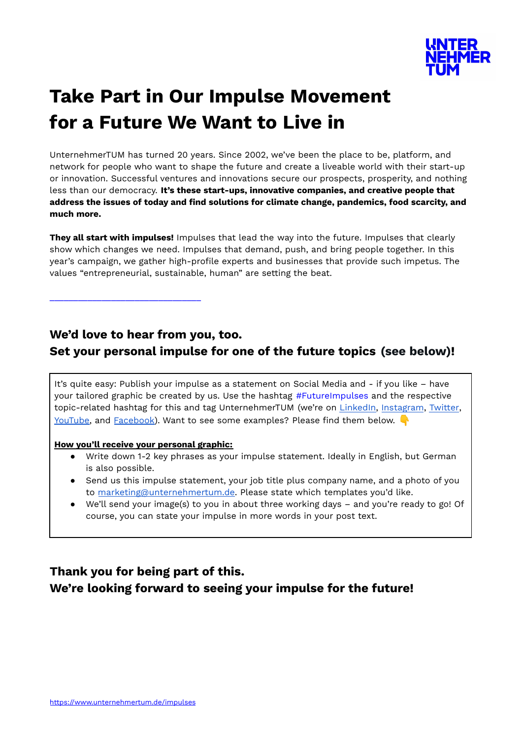# Take Part in Our Impulse Movement for a Future We Want to Live in

UnternehmerTUM has turned 20 years. Since 2002, we've been the place to be, platform, and network for people who want to shape the future and create a liveable world with their start-up or innovation. Successful ventures and innovations secure our prospects, prosperity, and nothing less than our democracy. **It's these start-ups, innovative companies, and creative people that address the issues of today and find solutions for climate change, pandemics, food scarcity, and much more.**

**They all start with impulses!** Impulses that lead the way into the future. Impulses that clearly show which changes we need. Impulses that demand, push, and bring people together. In this year's campaign, we gather high-profile experts and businesses that provide such impetus. The values "entrepreneurial, sustainable, human" are setting the beat.

---

## We'd love to hear from you, too.
## Set your personal impulse for one of the future topics (see below)!

It's quite easy: Publish your impulse as a statement on Social Media and - if you like – have your tailored graphic be created by us. Use the hashtag #FutureImpulses and the respective topic-related hashtag for this and tag UnternehmerTUM (we're on LinkedIn, Instagram, Twitter, YouTube, and Facebook). Want to see some examples? Please find them below. 👇

**How you'll receive your personal graphic:**

- Write down 1-2 key phrases as your impulse statement. Ideally in English, but German is also possible.
- Send us this impulse statement, your job title plus company name, and a photo of you to marketing@unternehmertum.de. Please state which templates you'd like.
- We'll send your image(s) to you in about three working days – and you're ready to go! Of course, you can state your impulse in more words in your post text.

## Thank you for being part of this.
## We're looking forward to seeing your impulse for the future!

https://www.unternehmertum.de/impulses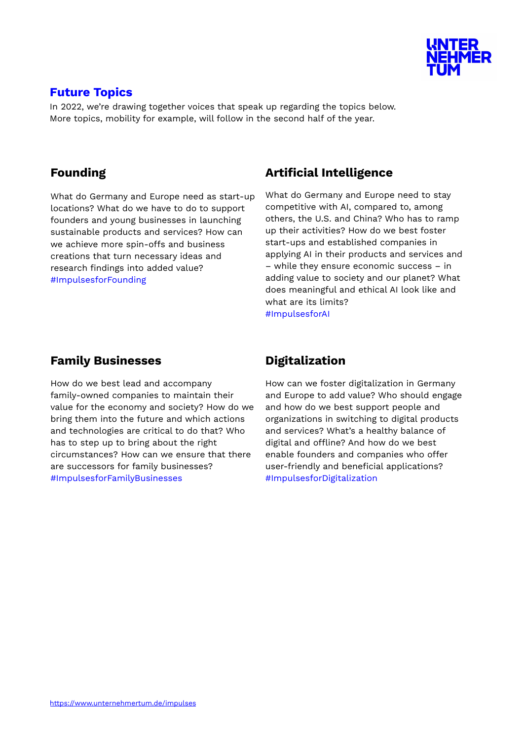## Future Topics

In 2022, we're drawing together voices that speak up regarding the topics below. More topics, mobility for example, will follow in the second half of the year.

### Founding

What do Germany and Europe need as start-up locations? What do we have to do to support founders and young businesses in launching sustainable products and services? How can we achieve more spin-offs and business creations that turn necessary ideas and research findings into added value?
#ImpulsesforFounding

### Artificial Intelligence

What do Germany and Europe need to stay competitive with AI, compared to, among others, the U.S. and China? Who has to ramp up their activities? How do we best foster start-ups and established companies in applying AI in their products and services and – while they ensure economic success – in adding value to society and our planet? What does meaningful and ethical AI look like and what are its limits?
#ImpulsesforAI

### Family Businesses

How do we best lead and accompany family-owned companies to maintain their value for the economy and society? How do we bring them into the future and which actions and technologies are critical to do that? Who has to step up to bring about the right circumstances? How can we ensure that there are successors for family businesses?
#ImpulsesforFamilyBusinesses

### Digitalization

How can we foster digitalization in Germany and Europe to add value? Who should engage and how do we best support people and organizations in switching to digital products and services? What's a healthy balance of digital and offline? And how do we best enable founders and companies who offer user-friendly and beneficial applications?
#ImpulsesforDigitalization

https://www.unternehmertum.de/impulses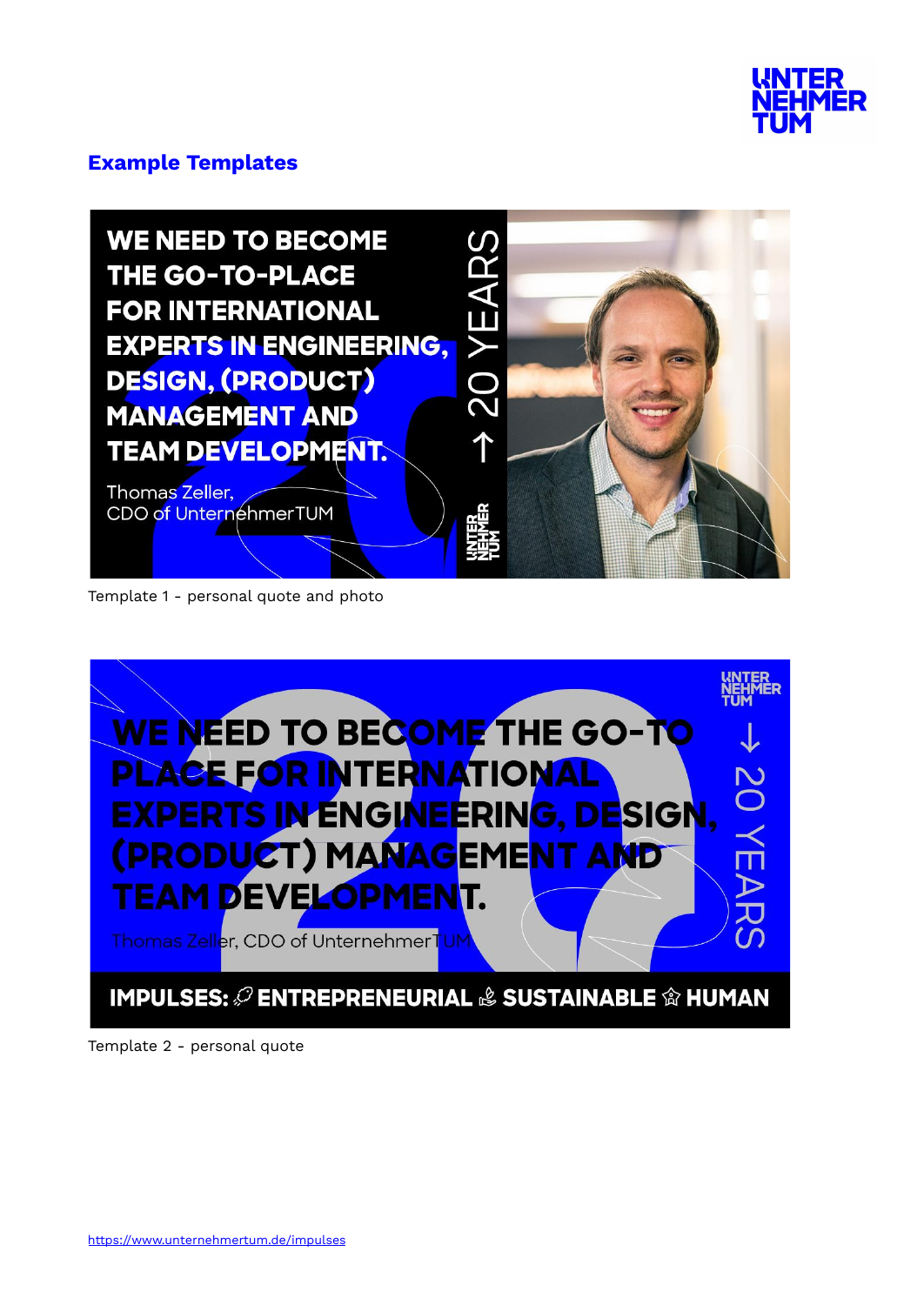## Example Templates

WE NEED TO BECOME THE GO-TO-PLACE FOR INTERNATIONAL EXPERTS IN ENGINEERING, DESIGN, (PRODUCT) MANAGEMENT AND TEAM DEVELOPMENT.

Thomas Zeller,
CDO of UnternehmerTUM

→ 20 YEARS

UNTER NEHMER TUM

Template 1 - personal quote and photo

UNTER NEHMER TUM

WE NEED TO BECOME THE GO-TO PLACE FOR INTERNATIONAL EXPERTS IN ENGINEERING, DESIGN, (PRODUCT) MANAGEMENT AND TEAM DEVELOPMENT.

Thomas Zeller, CDO of UnternehmerTUM

→ 20 YEARS

IMPULSES: ENTREPRENEURIAL SUSTAINABLE HUMAN

Template 2 - personal quote

https://www.unternehmertum.de/impulses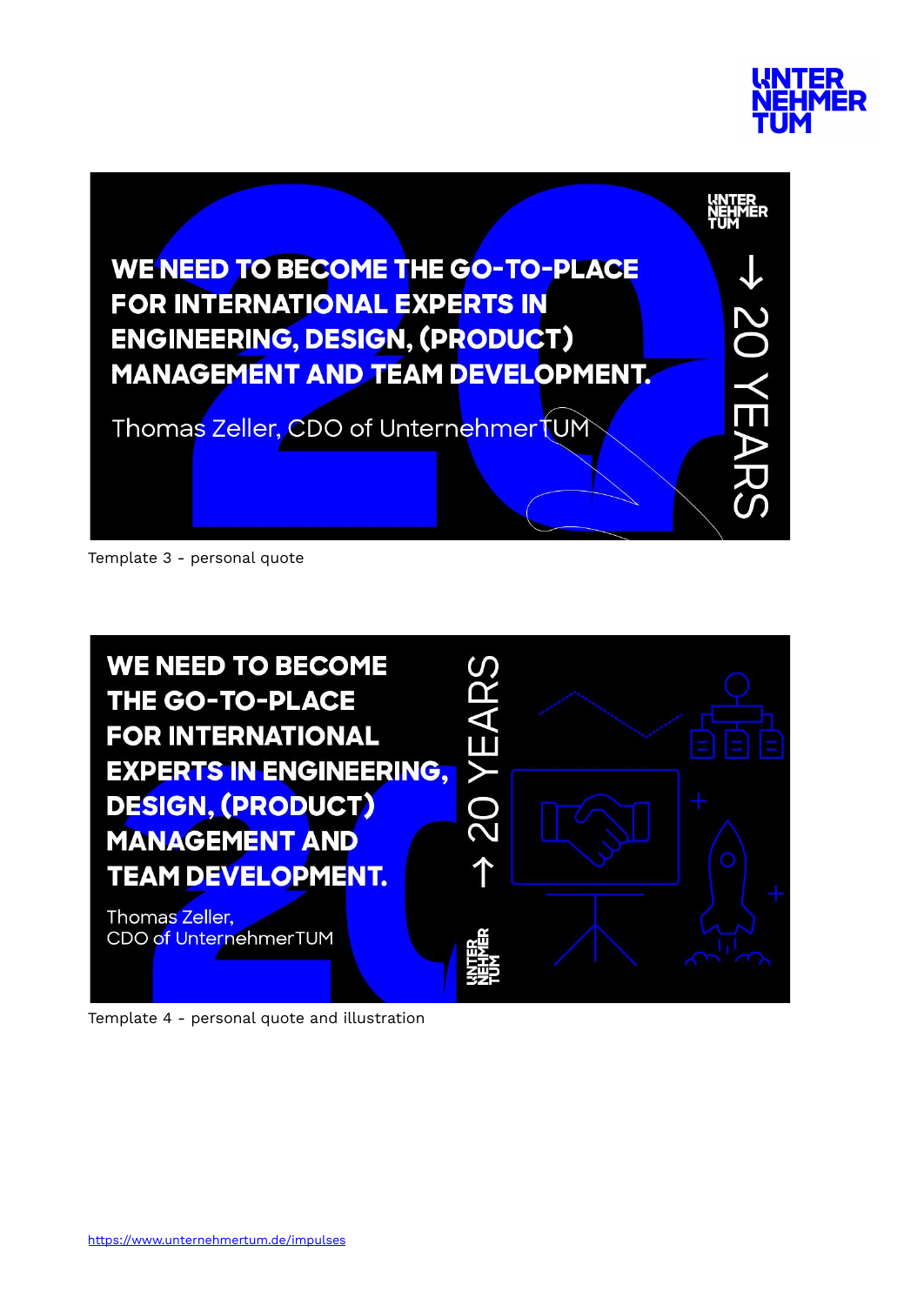WE NEED TO BECOME THE GO-TO-PLACE FOR INTERNATIONAL EXPERTS IN ENGINEERING, DESIGN, (PRODUCT) MANAGEMENT AND TEAM DEVELOPMENT.

Thomas Zeller, CDO of UnternehmerTUM

→ 20 YEARS

Template 3 - personal quote

WE NEED TO BECOME THE GO-TO-PLACE FOR INTERNATIONAL EXPERTS IN ENGINEERING, DESIGN, (PRODUCT) MANAGEMENT AND TEAM DEVELOPMENT.

Thomas Zeller,
CDO of UnternehmerTUM

→ 20 YEARS

Template 4 - personal quote and illustration

https://www.unternehmertum.de/impulses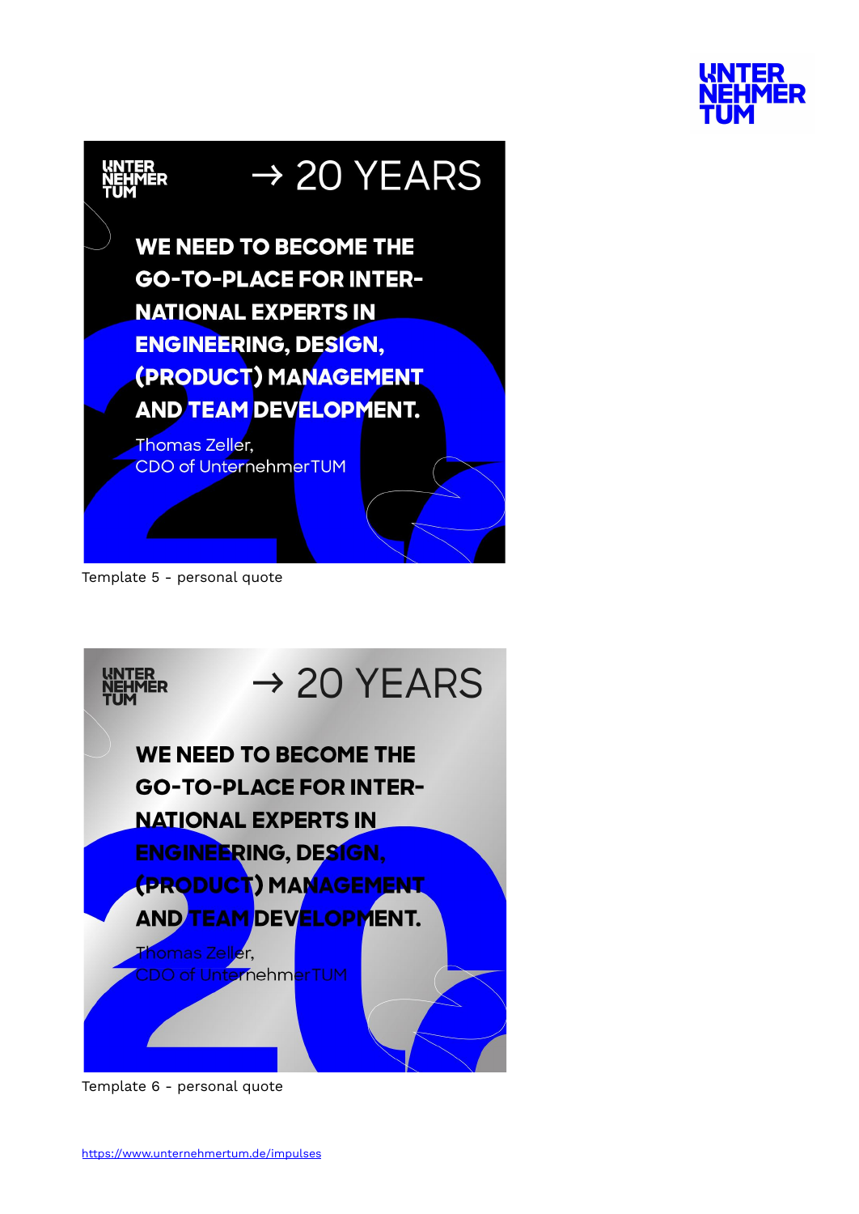UNTER
NEHMER
TUM

UNTER
NEHMER
TUM

→ 20 YEARS

**WE NEED TO BECOME THE GO-TO-PLACE FOR INTER-NATIONAL EXPERTS IN ENGINEERING, DESIGN, (PRODUCT) MANAGEMENT AND TEAM DEVELOPMENT.**

Thomas Zeller,
CDO of UnternehmerTUM

Template 5 - personal quote

UNTER
NEHMER
TUM

→ 20 YEARS

**WE NEED TO BECOME THE GO-TO-PLACE FOR INTER-NATIONAL EXPERTS IN ENGINEERING, DESIGN, (PRODUCT) MANAGEMENT AND TEAM DEVELOPMENT.**

Thomas Zeller,
CDO of UnternehmerTUM

Template 6 - personal quote

https://www.unternehmertum.de/impulses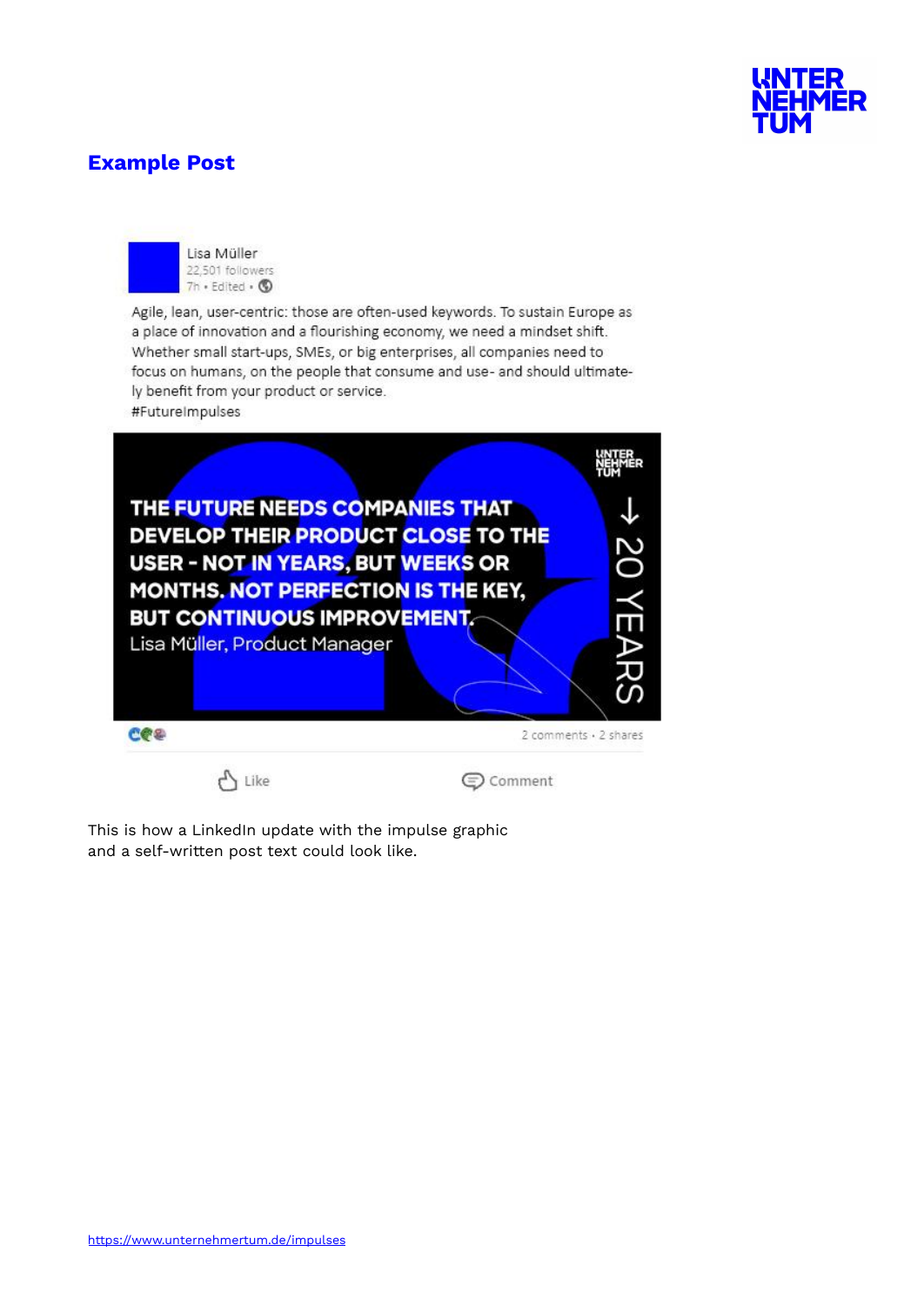## Example Post

Lisa Müller
22,501 followers
7h • Edited •

Agile, lean, user-centric: those are often-used keywords. To sustain Europe as a place of innovation and a flourishing economy, we need a mindset shift. Whether small start-ups, SMEs, or big enterprises, all companies need to focus on humans, on the people that consume and use- and should ultimately benefit from your product or service.
#FutureImpulses

THE FUTURE NEEDS COMPANIES THAT DEVELOP THEIR PRODUCT CLOSE TO THE USER - NOT IN YEARS, BUT WEEKS OR MONTHS. NOT PERFECTION IS THE KEY, BUT CONTINUOUS IMPROVEMENT.
Lisa Müller, Product Manager

UNTER NEHMER TUM

→ 20 YEARS

2 comments • 2 shares

Like Comment

This is how a LinkedIn update with the impulse graphic and a self-written post text could look like.

https://www.unternehmertum.de/impulses